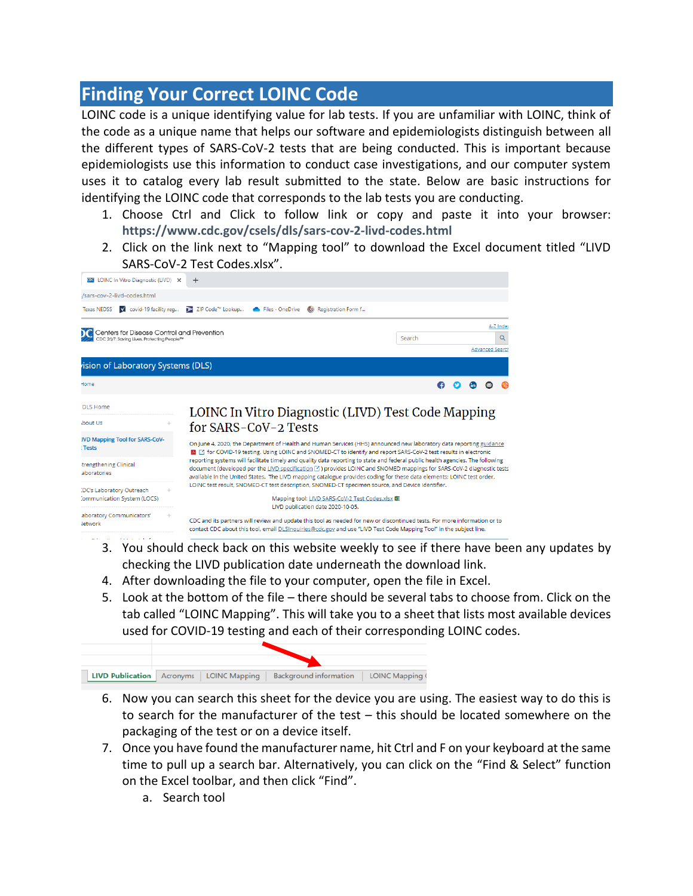# Finding Your Correct LOINC Code

LOINC code is a unique identifying value for lab tests. If you are unfamiliar with LOINC, think of the code as a unique name that helps our software and epidemiologists distinguish between all the different types of SARS-CoV-2 tests that are being conducted. This is important because epidemiologists use this information to conduct case investigations, and our computer system uses it to catalog every lab result submitted to the state. Below are basic instructions for identifying the LOINC code that corresponds to the lab tests you are conducting.

1. Choose Ctrl and Click to follow link or copy and paste it into your browser: **https://www.cdc.gov/csels/dls/sars-cov-2-livd-codes.html**
2. Click on the link next to "Mapping tool" to download the Excel document titled "LIVD SARS-CoV-2 Test Codes.xlsx".
3. You should check back on this website weekly to see if there have been any updates by checking the LIVD publication date underneath the download link.
4. After downloading the file to your computer, open the file in Excel.
5. Look at the bottom of the file – there should be several tabs to choose from. Click on the tab called "LOINC Mapping". This will take you to a sheet that lists most available devices used for COVID-19 testing and each of their corresponding LOINC codes.
6. Now you can search this sheet for the device you are using. The easiest way to do this is to search for the manufacturer of the test – this should be located somewhere on the packaging of the test or on a device itself.
7. Once you have found the manufacturer name, hit Ctrl and F on your keyboard at the same time to pull up a search bar. Alternatively, you can click on the "Find & Select" function on the Excel toolbar, and then click "Find".
   a. Search tool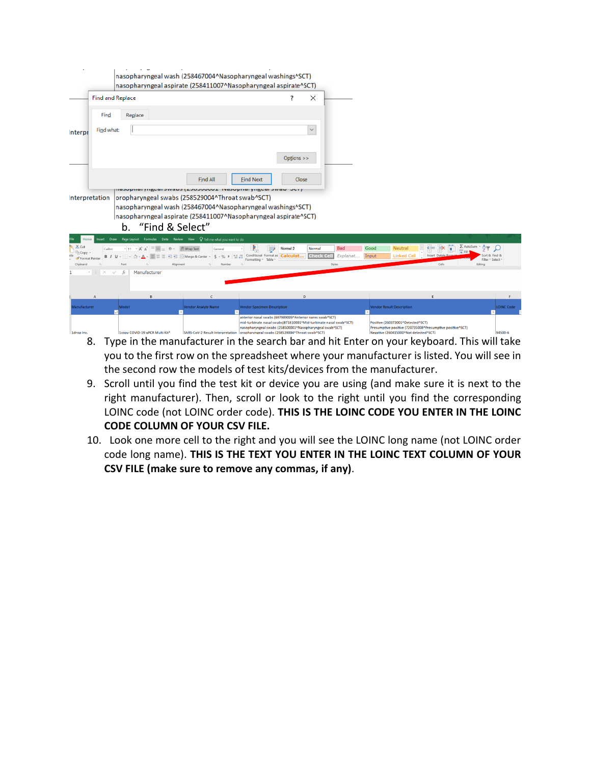b. "Find & Select"

8. Type in the manufacturer in the search bar and hit Enter on your keyboard. This will take you to the first row on the spreadsheet where your manufacturer is listed. You will see in the second row the models of test kits/devices from the manufacturer.
9. Scroll until you find the test kit or device you are using (and make sure it is next to the right manufacturer). Then, scroll or look to the right until you find the corresponding LOINC code (not LOINC order code). **THIS IS THE LOINC CODE YOU ENTER IN THE LOINC CODE COLUMN OF YOUR CSV FILE.**
10. Look one more cell to the right and you will see the LOINC long name (not LOINC order code long name). **THIS IS THE TEXT YOU ENTER IN THE LOINC TEXT COLUMN OF YOUR CSV FILE (make sure to remove any commas, if any)**.